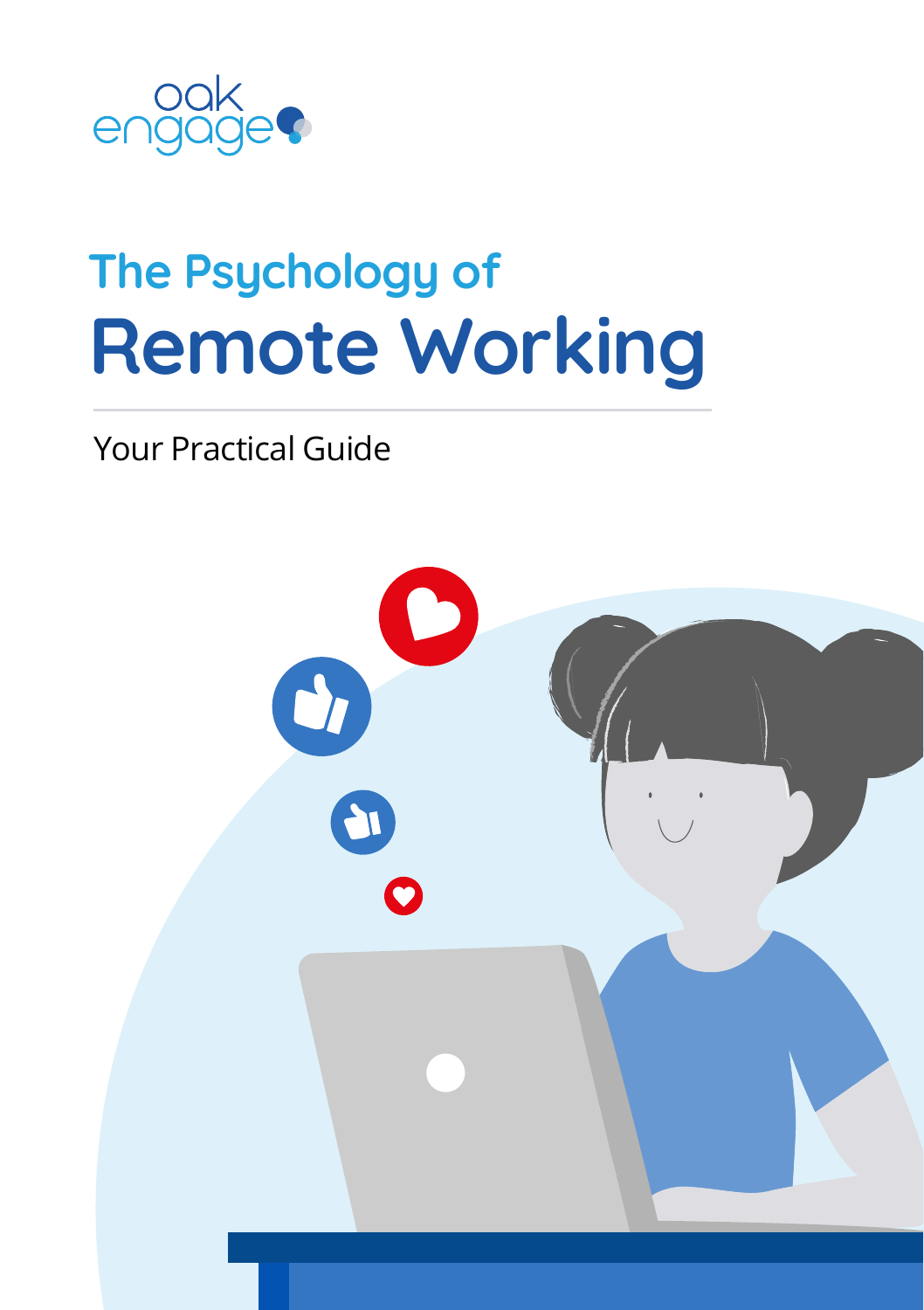oak engage

# The Psychology of Remote Working

Your Practical Guide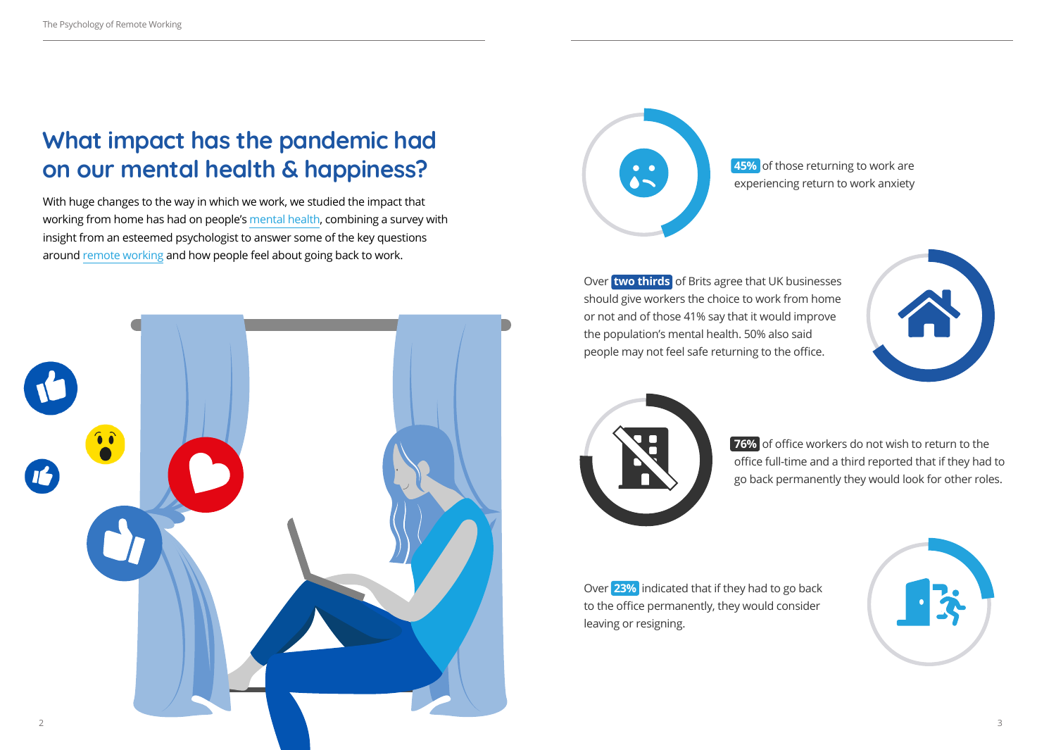# What impact has the pandemic had on our mental health & happiness?

With huge changes to the way in which we work, we studied the impact that working from home has had on people's mental health, combining a survey with insight from an esteemed psychologist to answer some of the key questions around remote working and how people feel about going back to work.

**45%** of those returning to work are experiencing return to work anxiety

Over **two thirds** of Brits agree that UK businesses should give workers the choice to work from home or not and of those 41% say that it would improve the population's mental health. 50% also said people may not feel safe returning to the office.

**76%** of office workers do not wish to return to the office full-time and a third reported that if they had to go back permanently they would look for other roles.

Over **23%** indicated that if they had to go back to the office permanently, they would consider leaving or resigning.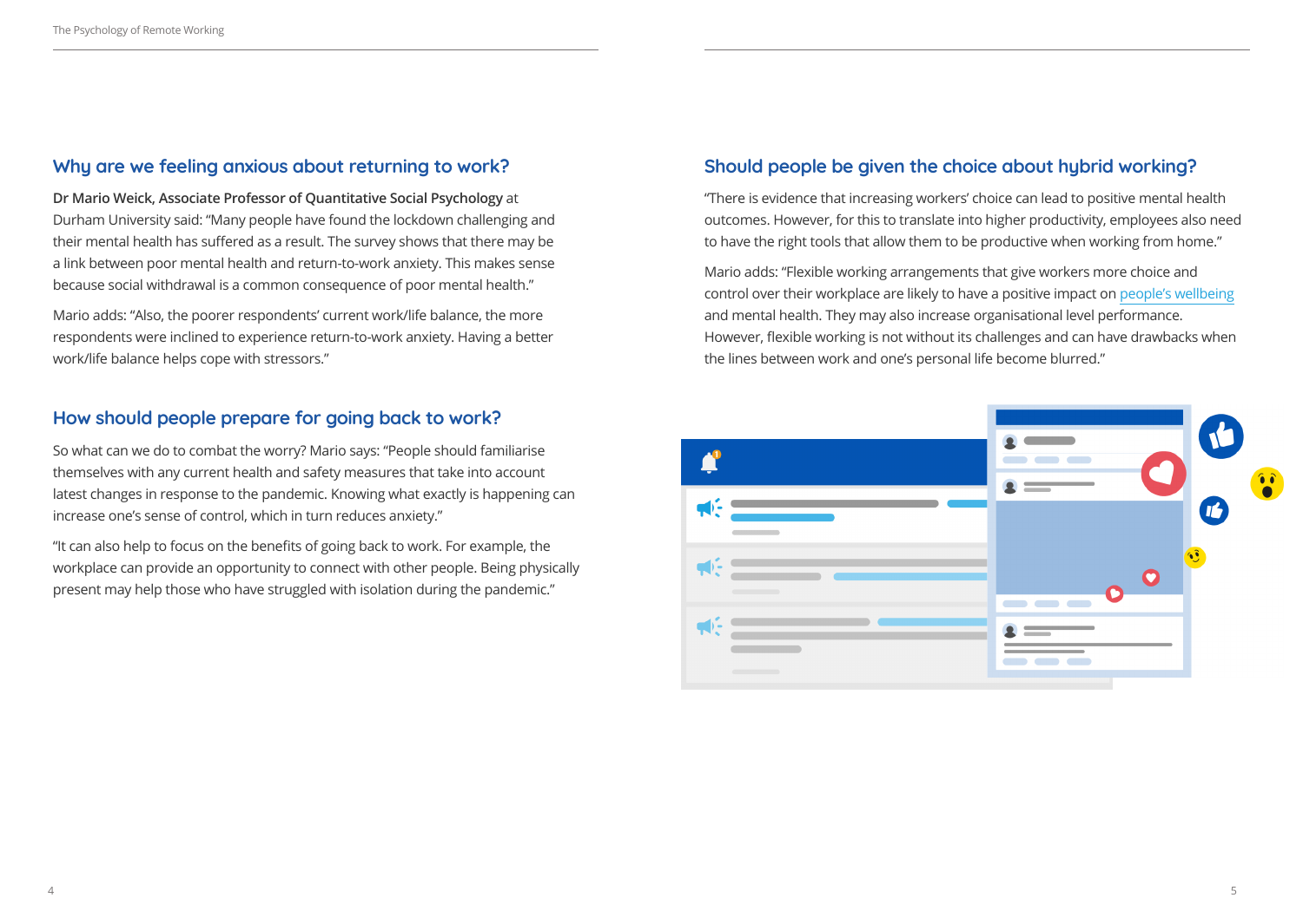## Why are we feeling anxious about returning to work?

**Dr Mario Weick, Associate Professor of Quantitative Social Psychology** at Durham University said: "Many people have found the lockdown challenging and their mental health has suffered as a result. The survey shows that there may be a link between poor mental health and return-to-work anxiety. This makes sense because social withdrawal is a common consequence of poor mental health."

Mario adds: "Also, the poorer respondents' current work/life balance, the more respondents were inclined to experience return-to-work anxiety. Having a better work/life balance helps cope with stressors."

## How should people prepare for going back to work?

So what can we do to combat the worry? Mario says: "People should familiarise themselves with any current health and safety measures that take into account latest changes in response to the pandemic. Knowing what exactly is happening can increase one's sense of control, which in turn reduces anxiety."

"It can also help to focus on the benefits of going back to work. For example, the workplace can provide an opportunity to connect with other people. Being physically present may help those who have struggled with isolation during the pandemic."

## Should people be given the choice about hybrid working?

"There is evidence that increasing workers' choice can lead to positive mental health outcomes. However, for this to translate into higher productivity, employees also need to have the right tools that allow them to be productive when working from home."

Mario adds: "Flexible working arrangements that give workers more choice and control over their workplace are likely to have a positive impact on people's wellbeing and mental health. They may also increase organisational level performance. However, flexible working is not without its challenges and can have drawbacks when the lines between work and one's personal life become blurred."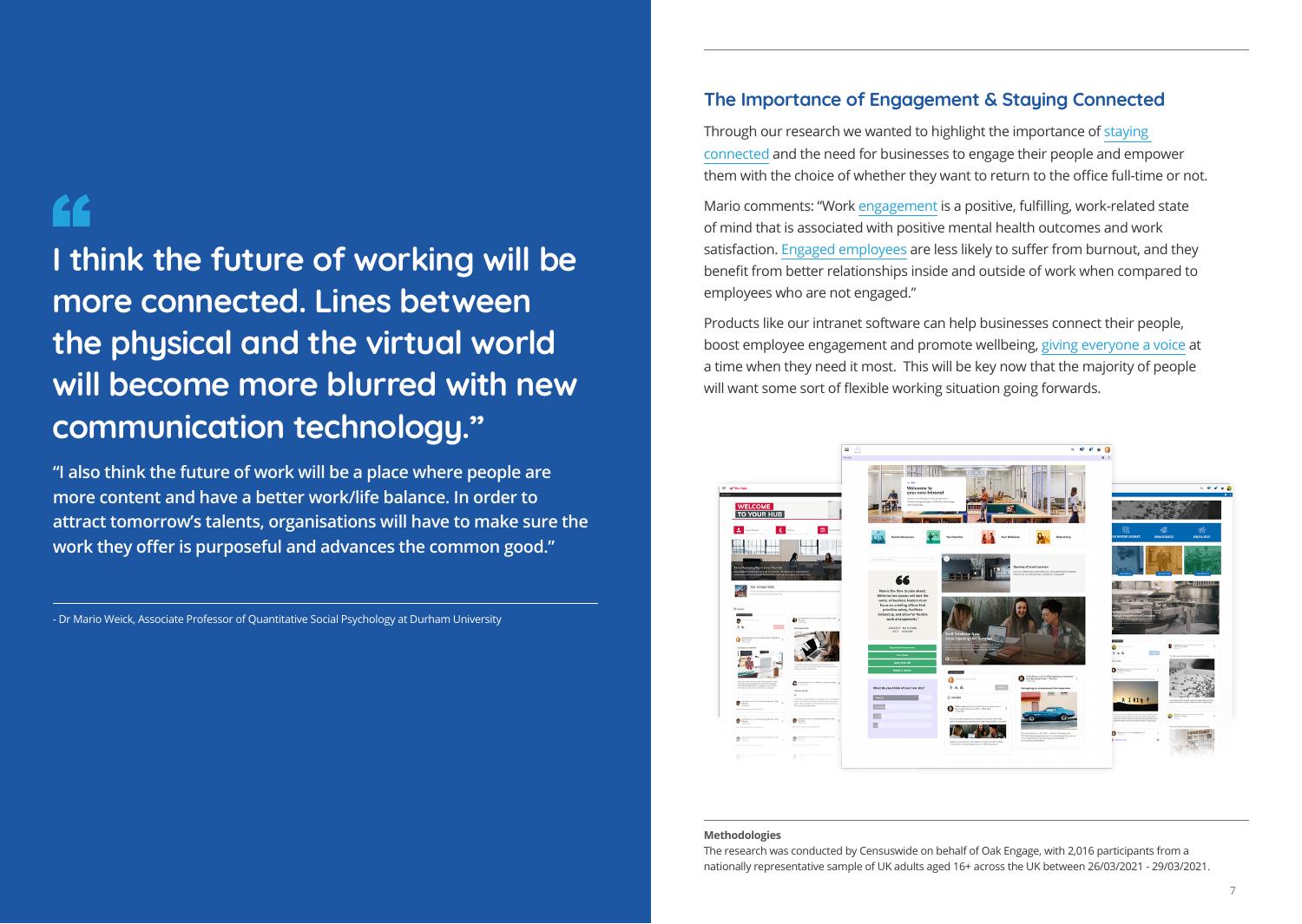> I think the future of working will be more connected. Lines between the physical and the virtual world will become more blurred with new communication technology."

**"I also think the future of work will be a place where people are more content and have a better work/life balance. In order to attract tomorrow's talents, organisations will have to make sure the work they offer is purposeful and advances the common good."**

- Dr Mario Weick, Associate Professor of Quantitative Social Psychology at Durham University

## The Importance of Engagement & Staying Connected

Through our research we wanted to highlight the importance of staying connected and the need for businesses to engage their people and empower them with the choice of whether they want to return to the office full-time or not.

Mario comments: "Work engagement is a positive, fulfilling, work-related state of mind that is associated with positive mental health outcomes and work satisfaction. Engaged employees are less likely to suffer from burnout, and they benefit from better relationships inside and outside of work when compared to employees who are not engaged."

Products like our intranet software can help businesses connect their people, boost employee engagement and promote wellbeing, giving everyone a voice at a time when they need it most. This will be key now that the majority of people will want some sort of flexible working situation going forwards.

**Methodologies**
The research was conducted by Censuswide on behalf of Oak Engage, with 2,016 participants from a nationally representative sample of UK adults aged 16+ across the UK between 26/03/2021 - 29/03/2021.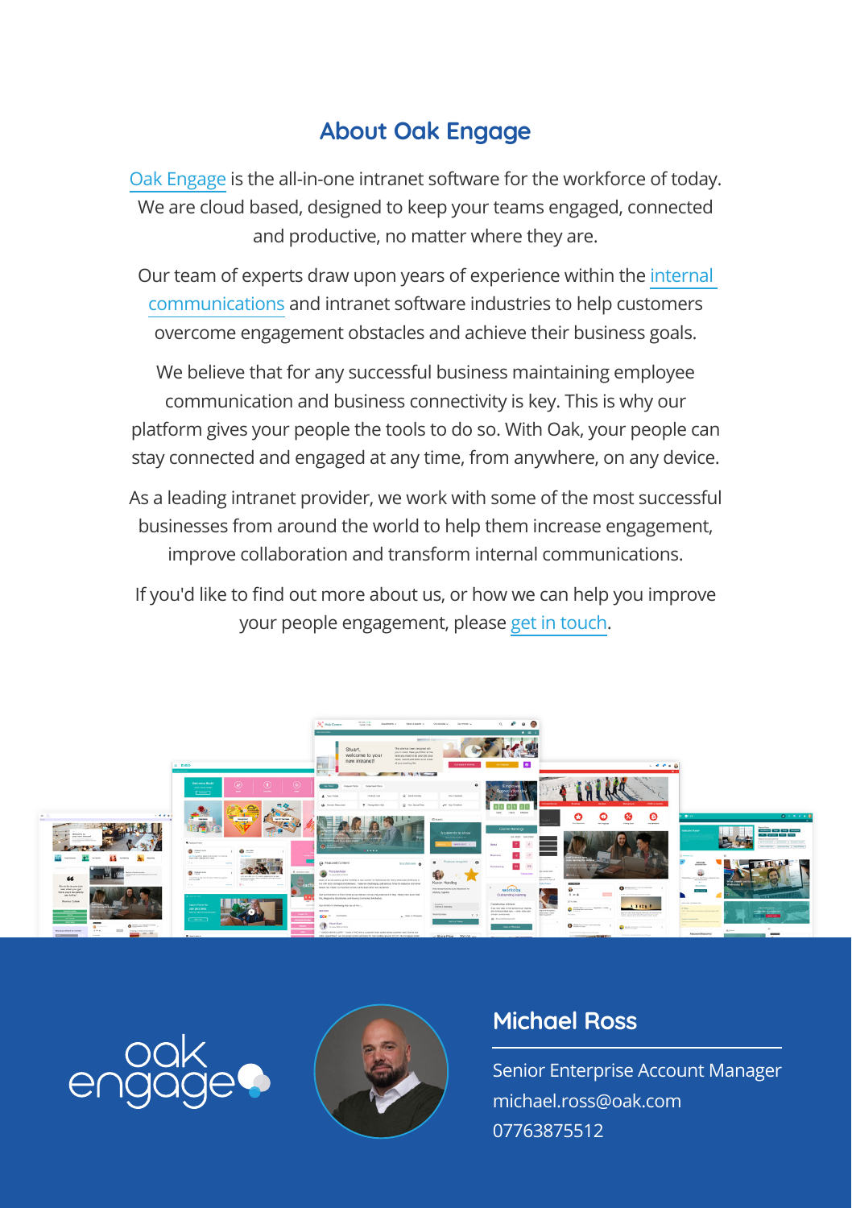## About Oak Engage

Oak Engage is the all-in-one intranet software for the workforce of today. We are cloud based, designed to keep your teams engaged, connected and productive, no matter where they are.

Our team of experts draw upon years of experience within the internal communications and intranet software industries to help customers overcome engagement obstacles and achieve their business goals.

We believe that for any successful business maintaining employee communication and business connectivity is key. This is why our platform gives your people the tools to do so. With Oak, your people can stay connected and engaged at any time, from anywhere, on any device.

As a leading intranet provider, we work with some of the most successful businesses from around the world to help them increase engagement, improve collaboration and transform internal communications.

If you'd like to find out more about us, or how we can help you improve your people engagement, please get in touch.

oak engage

### Michael Ross

Senior Enterprise Account Manager
michael.ross@oak.com
07763875512